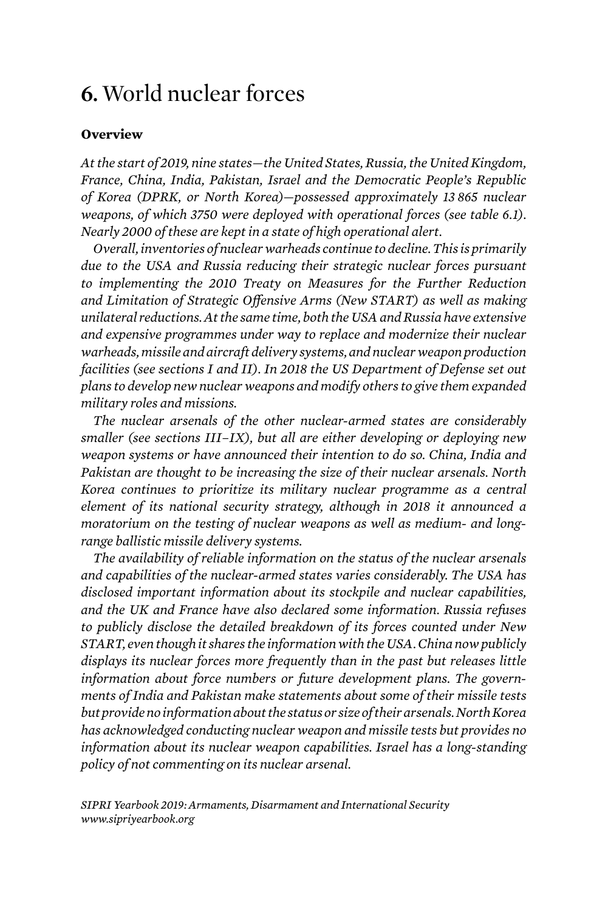# 6. World nuclear forces

### Overview

*At the start of 2019, nine states—the United States, Russia, the United Kingdom, France, China, India, Pakistan, Israel and the Democratic People's Republic of Korea (DPRK, or North Korea)—possessed approximately 13 865 nuclear weapons, of which 3750 were deployed with operational forces (see table 6.1). Nearly 2000 of these are kept in a state of high operational alert.*

*Overall, inventories of nuclear warheads continue to decline. This is primarily due to the USA and Russia reducing their strategic nuclear forces pursuant to implementing the 2010 Treaty on Measures for the Further Reduction and Limitation of Strategic Offensive Arms (New START) as well as making unilateral reductions. At the same time, both the USA and Russia have extensive and expensive programmes under way to replace and modernize their nuclear warheads, missile and aircraft delivery systems, and nuclear weapon production facilities (see sections I and II). In 2018 the US Department of Defense set out plans to develop new nuclear weapons and modify others to give them expanded military roles and missions.*

*The nuclear arsenals of the other nuclear-armed states are considerably smaller (see sections III–IX), but all are either developing or deploying new weapon systems or have announced their intention to do so. China, India and Pakistan are thought to be increasing the size of their nuclear arsenals. North Korea continues to prioritize its military nuclear programme as a central element of its national security strategy, although in 2018 it announced a moratorium on the testing of nuclear weapons as well as medium- and long-range ballistic missile delivery systems.*

*The availability of reliable information on the status of the nuclear arsenals and capabilities of the nuclear-armed states varies considerably. The USA has disclosed important information about its stockpile and nuclear capabilities, and the UK and France have also declared some information. Russia refuses to publicly disclose the detailed breakdown of its forces counted under New START, even though it shares the information with the USA. China now publicly displays its nuclear forces more frequently than in the past but releases little information about force numbers or future development plans. The governments of India and Pakistan make statements about some of their missile tests but provide no information about the status or size of their arsenals. North Korea has acknowledged conducting nuclear weapon and missile tests but provides no information about its nuclear weapon capabilities. Israel has a long-standing policy of not commenting on its nuclear arsenal.*

*SIPRI Yearbook 2019: Armaments, Disarmament and International Security*
*www.sipriyearbook.org*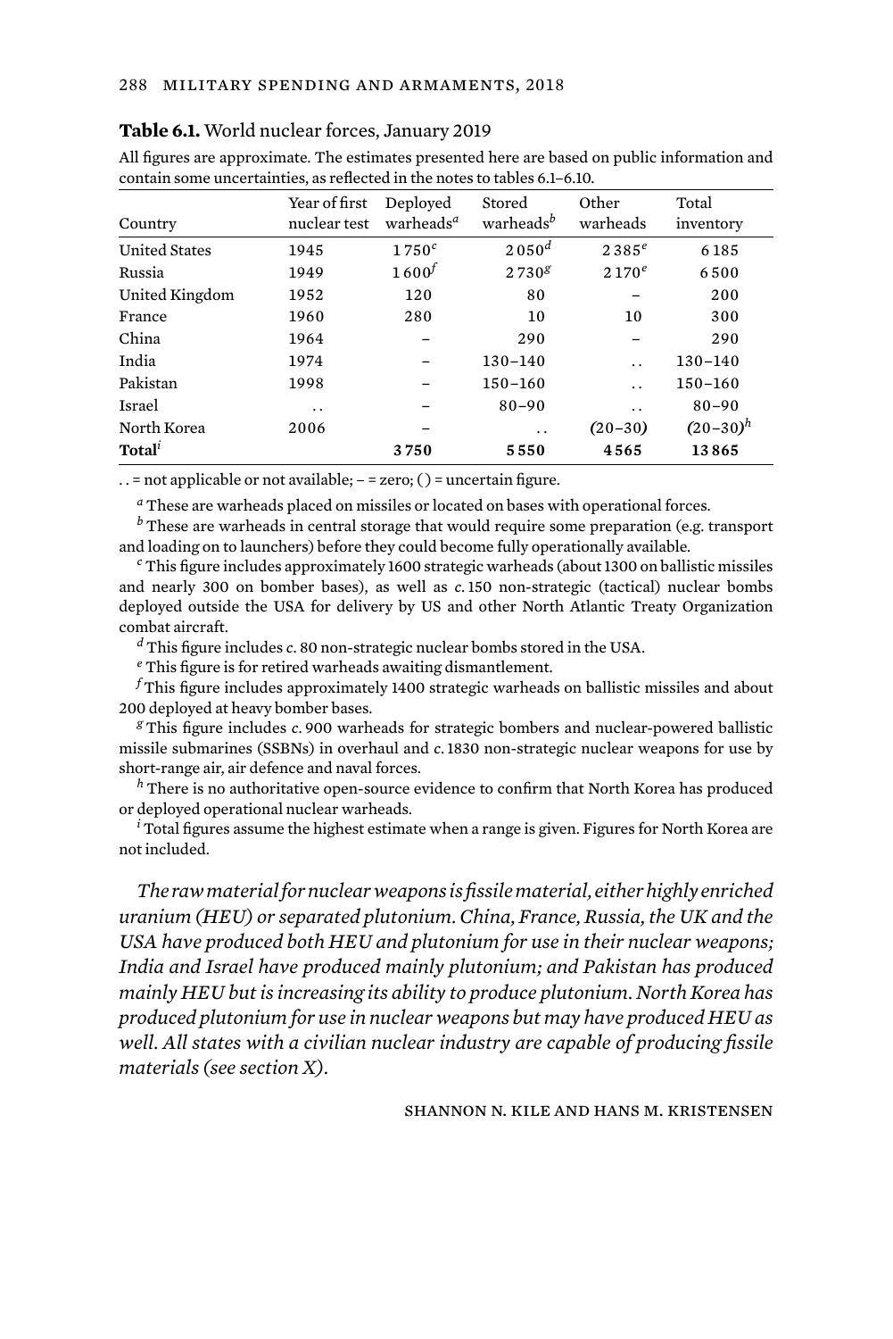**Table 6.1.** World nuclear forces, January 2019

All figures are approximate. The estimates presented here are based on public information and contain some uncertainties, as reflected in the notes to tables 6.1–6.10.

| Country | Year of first nuclear test | Deployed warheads[a] | Stored warheads[b] | Other warheads | Total inventory |
|---|---|---|---|---|---|
| United States | 1945 | 1 750[c] | 2 050[d] | 2 385[e] | 6 185 |
| Russia | 1949 | 1 600[f] | 2 730[g] | 2 170[e] | 6 500 |
| United Kingdom | 1952 | 120 | 80 | – | 200 |
| France | 1960 | 280 | 10 | 10 | 300 |
| China | 1964 | – | 290 | – | 290 |
| India | 1974 | – | 130–140 | . . | 130–140 |
| Pakistan | 1998 | – | 150–160 | . . | 150–160 |
| Israel | . . | – | 80–90 | . . | 80–90 |
| North Korea | 2006 | – | . . | (20–30) | (20–30)[h] |
| **Total**[i] | | **3 750** | **5 550** | **4 565** | **13 865** |

. . = not applicable or not available; – = zero; ( ) = uncertain figure.

[a] These are warheads placed on missiles or located on bases with operational forces.

[b] These are warheads in central storage that would require some preparation (e.g. transport and loading on to launchers) before they could become fully operationally available.

[c] This figure includes approximately 1600 strategic warheads (about 1300 on ballistic missiles and nearly 300 on bomber bases), as well as *c.* 150 non-strategic (tactical) nuclear bombs deployed outside the USA for delivery by US and other North Atlantic Treaty Organization combat aircraft.

[d] This figure includes *c.* 80 non-strategic nuclear bombs stored in the USA.

[e] This figure is for retired warheads awaiting dismantlement.

[f] This figure includes approximately 1400 strategic warheads on ballistic missiles and about 200 deployed at heavy bomber bases.

[g] This figure includes *c.* 900 warheads for strategic bombers and nuclear-powered ballistic missile submarines (SSBNs) in overhaul and *c.* 1830 non-strategic nuclear weapons for use by short-range air, air defence and naval forces.

[h] There is no authoritative open-source evidence to confirm that North Korea has produced or deployed operational nuclear warheads.

[i] Total figures assume the highest estimate when a range is given. Figures for North Korea are not included.

*The raw material for nuclear weapons is fissile material, either highly enriched uranium (HEU) or separated plutonium. China, France, Russia, the UK and the USA have produced both HEU and plutonium for use in their nuclear weapons; India and Israel have produced mainly plutonium; and Pakistan has produced mainly HEU but is increasing its ability to produce plutonium. North Korea has produced plutonium for use in nuclear weapons but may have produced HEU as well. All states with a civilian nuclear industry are capable of producing fissile materials (see section X).*

SHANNON N. KILE AND HANS M. KRISTENSEN